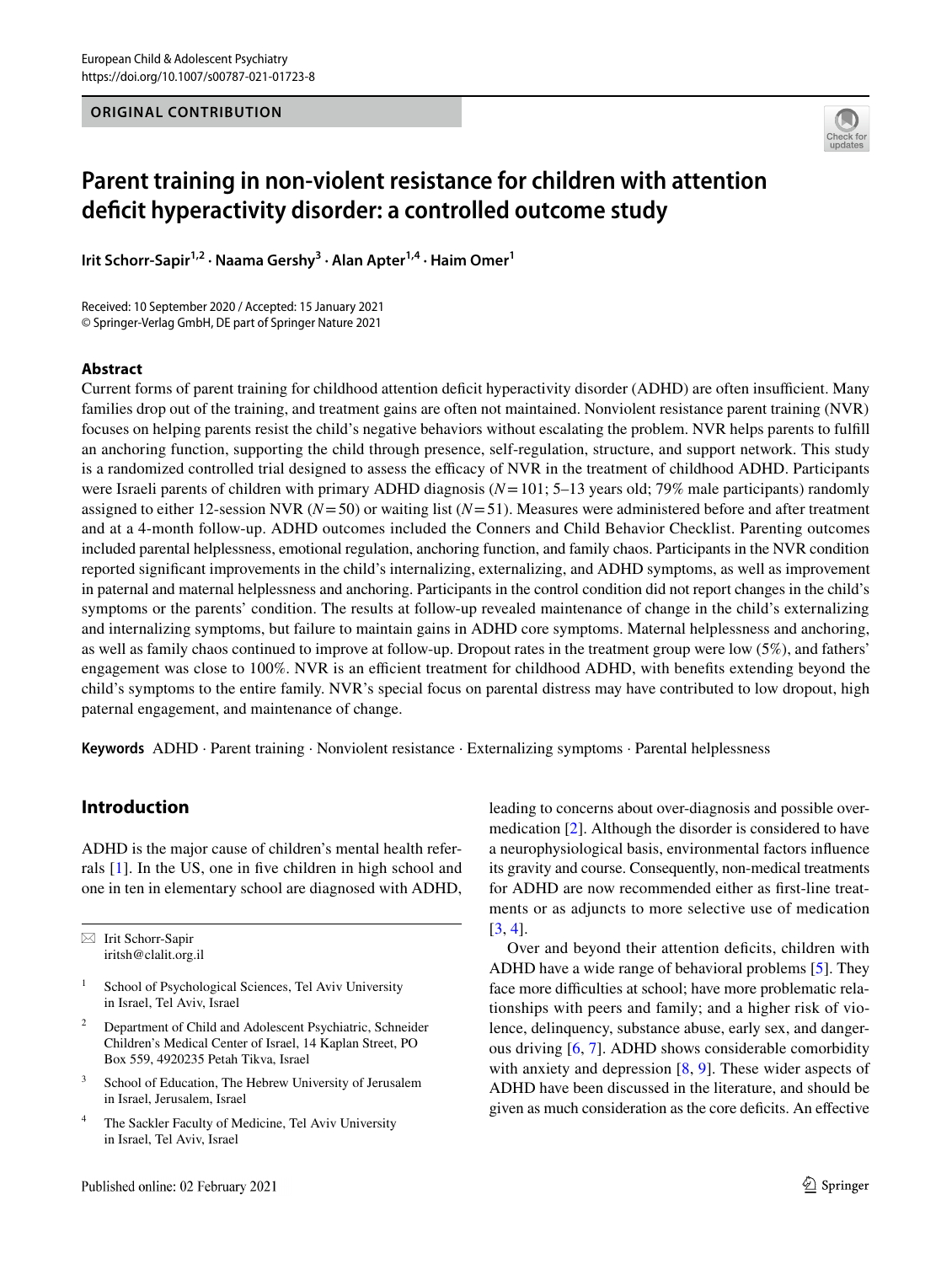ORIGINAL CONTRIBUTION

# Parent training in non-violent resistance for children with attention deficit hyperactivity disorder: a controlled outcome study

**Irit Schorr-Sapir[1,2] · Naama Gershy[3] · Alan Apter[1,4] · Haim Omer[1]**

Received: 10 September 2020 / Accepted: 15 January 2021
© Springer-Verlag GmbH, DE part of Springer Nature 2021

## Abstract

Current forms of parent training for childhood attention deficit hyperactivity disorder (ADHD) are often insufficient. Many families drop out of the training, and treatment gains are often not maintained. Nonviolent resistance parent training (NVR) focuses on helping parents resist the child's negative behaviors without escalating the problem. NVR helps parents to fulfill an anchoring function, supporting the child through presence, self-regulation, structure, and support network. This study is a randomized controlled trial designed to assess the efficacy of NVR in the treatment of childhood ADHD. Participants were Israeli parents of children with primary ADHD diagnosis (*N* = 101; 5–13 years old; 79% male participants) randomly assigned to either 12-session NVR (*N* = 50) or waiting list (*N* = 51). Measures were administered before and after treatment and at a 4-month follow-up. ADHD outcomes included the Conners and Child Behavior Checklist. Parenting outcomes included parental helplessness, emotional regulation, anchoring function, and family chaos. Participants in the NVR condition reported significant improvements in the child's internalizing, externalizing, and ADHD symptoms, as well as improvement in paternal and maternal helplessness and anchoring. Participants in the control condition did not report changes in the child's symptoms or the parents' condition. The results at follow-up revealed maintenance of change in the child's externalizing and internalizing symptoms, but failure to maintain gains in ADHD core symptoms. Maternal helplessness and anchoring, as well as family chaos continued to improve at follow-up. Dropout rates in the treatment group were low (5%), and fathers' engagement was close to 100%. NVR is an efficient treatment for childhood ADHD, with benefits extending beyond the child's symptoms to the entire family. NVR's special focus on parental distress may have contributed to low dropout, high paternal engagement, and maintenance of change.

**Keywords** ADHD · Parent training · Nonviolent resistance · Externalizing symptoms · Parental helplessness

## Introduction

ADHD is the major cause of children's mental health referrals [1]. In the US, one in five children in high school and one in ten in elementary school are diagnosed with ADHD, leading to concerns about over-diagnosis and possible over-medication [2]. Although the disorder is considered to have a neurophysiological basis, environmental factors influence its gravity and course. Consequently, non-medical treatments for ADHD are now recommended either as first-line treatments or as adjuncts to more selective use of medication [3, 4].

Over and beyond their attention deficits, children with ADHD have a wide range of behavioral problems [5]. They face more difficulties at school; have more problematic relationships with peers and family; and a higher risk of violence, delinquency, substance abuse, early sex, and dangerous driving [6, 7]. ADHD shows considerable comorbidity with anxiety and depression [8, 9]. These wider aspects of ADHD have been discussed in the literature, and should be given as much consideration as the core deficits. An effective

---

✉ Irit Schorr-Sapir
iritsh@clalit.org.il

1 School of Psychological Sciences, Tel Aviv University in Israel, Tel Aviv, Israel

2 Department of Child and Adolescent Psychiatric, Schneider Children's Medical Center of Israel, 14 Kaplan Street, PO Box 559, 4920235 Petah Tikva, Israel

3 School of Education, The Hebrew University of Jerusalem in Israel, Jerusalem, Israel

4 The Sackler Faculty of Medicine, Tel Aviv University in Israel, Tel Aviv, Israel

Published online: 02 February 2021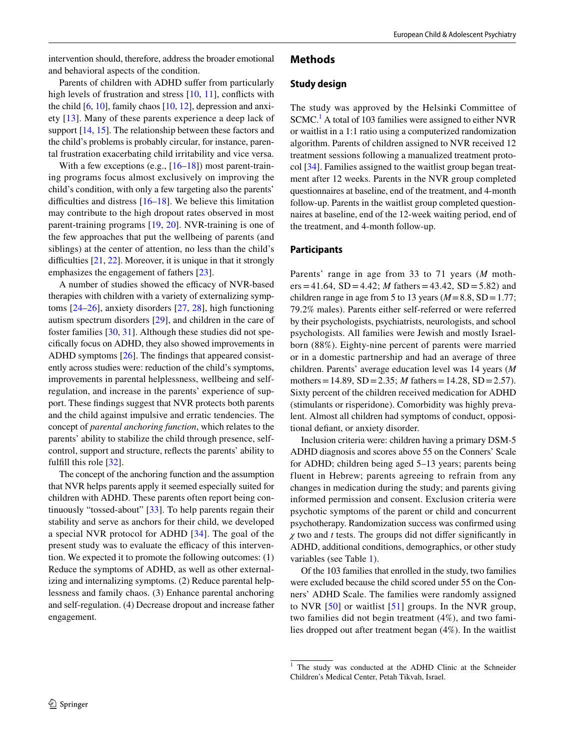intervention should, therefore, address the broader emotional and behavioral aspects of the condition.

Parents of children with ADHD suffer from particularly high levels of frustration and stress [10, 11], conflicts with the child [6, 10], family chaos [10, 12], depression and anxiety [13]. Many of these parents experience a deep lack of support [14, 15]. The relationship between these factors and the child's problems is probably circular, for instance, parental frustration exacerbating child irritability and vice versa.

With a few exceptions (e.g., [16–18]) most parent-training programs focus almost exclusively on improving the child's condition, with only a few targeting also the parents' difficulties and distress [16–18]. We believe this limitation may contribute to the high dropout rates observed in most parent-training programs [19, 20]. NVR-training is one of the few approaches that put the wellbeing of parents (and siblings) at the center of attention, no less than the child's difficulties [21, 22]. Moreover, it is unique in that it strongly emphasizes the engagement of fathers [23].

A number of studies showed the efficacy of NVR-based therapies with children with a variety of externalizing symptoms [24–26], anxiety disorders [27, 28], high functioning autism spectrum disorders [29], and children in the care of foster families [30, 31]. Although these studies did not specifically focus on ADHD, they also showed improvements in ADHD symptoms [26]. The findings that appeared consistently across studies were: reduction of the child's symptoms, improvements in parental helplessness, wellbeing and self-regulation, and increase in the parents' experience of support. These findings suggest that NVR protects both parents and the child against impulsive and erratic tendencies. The concept of *parental anchoring function*, which relates to the parents' ability to stabilize the child through presence, self-control, support and structure, reflects the parents' ability to fulfill this role [32].

The concept of the anchoring function and the assumption that NVR helps parents apply it seemed especially suited for children with ADHD. These parents often report being continuously "tossed-about" [33]. To help parents regain their stability and serve as anchors for their child, we developed a special NVR protocol for ADHD [34]. The goal of the present study was to evaluate the efficacy of this intervention. We expected it to promote the following outcomes: (1) Reduce the symptoms of ADHD, as well as other externalizing and internalizing symptoms. (2) Reduce parental helplessness and family chaos. (3) Enhance parental anchoring and self-regulation. (4) Decrease dropout and increase father engagement.

## Methods

### Study design

The study was approved by the Helsinki Committee of SCMC.[1] A total of 103 families were assigned to either NVR or waitlist in a 1:1 ratio using a computerized randomization algorithm. Parents of children assigned to NVR received 12 treatment sessions following a manualized treatment protocol [34]. Families assigned to the waitlist group began treatment after 12 weeks. Parents in the NVR group completed questionnaires at baseline, end of the treatment, and 4-month follow-up. Parents in the waitlist group completed questionnaires at baseline, end of the 12-week waiting period, end of the treatment, and 4-month follow-up.

### Participants

Parents' range in age from 33 to 71 years (*M* mothers = 41.64, SD = 4.42; *M* fathers = 43.42, SD = 5.82) and children range in age from 5 to 13 years (*M* = 8.8, SD = 1.77; 79.2% males). Parents either self-referred or were referred by their psychologists, psychiatrists, neurologists, and school psychologists. All families were Jewish and mostly Israel-born (88%). Eighty-nine percent of parents were married or in a domestic partnership and had an average of three children. Parents' average education level was 14 years (*M* mothers = 14.89, SD = 2.35; *M* fathers = 14.28, SD = 2.57). Sixty percent of the children received medication for ADHD (stimulants or risperidone). Comorbidity was highly prevalent. Almost all children had symptoms of conduct, oppositional defiant, or anxiety disorder.

Inclusion criteria were: children having a primary DSM-5 ADHD diagnosis and scores above 55 on the Conners' Scale for ADHD; children being aged 5–13 years; parents being fluent in Hebrew; parents agreeing to refrain from any changes in medication during the study; and parents giving informed permission and consent. Exclusion criteria were psychotic symptoms of the parent or child and concurrent psychotherapy. Randomization success was confirmed using $\chi$ two and $t$ tests. The groups did not differ significantly in ADHD, additional conditions, demographics, or other study variables (see Table 1).

Of the 103 families that enrolled in the study, two families were excluded because the child scored under 55 on the Conners' ADHD Scale. The families were randomly assigned to NVR [50] or waitlist [51] groups. In the NVR group, two families did not begin treatment (4%), and two families dropped out after treatment began (4%). In the waitlist

[1] The study was conducted at the ADHD Clinic at the Schneider Children's Medical Center, Petah Tikvah, Israel.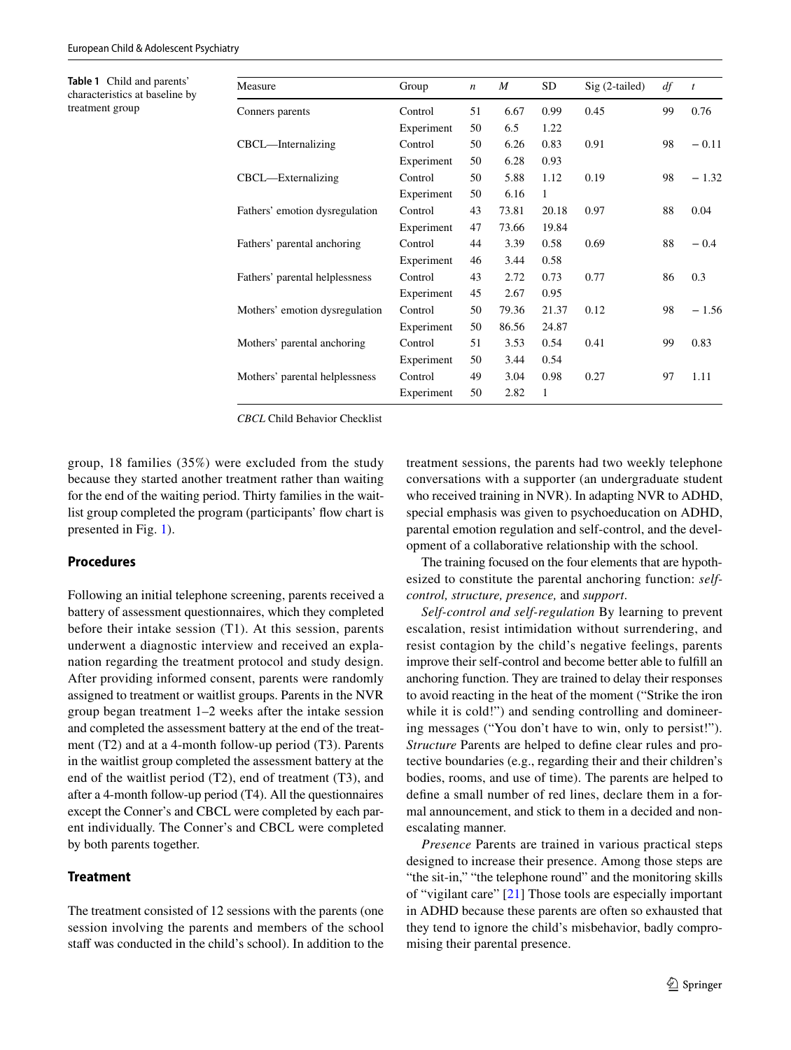**Table 1** Child and parents' characteristics at baseline by treatment group

| Measure | Group | *n* | *M* | SD | Sig (2-tailed) | *df* | *t* |
|---|---|---|---|---|---|---|---|
| Conners parents | Control | 51 | 6.67 | 0.99 | 0.45 | 99 | 0.76 |
| | Experiment | 50 | 6.5 | 1.22 | | | |
| CBCL—Internalizing | Control | 50 | 6.26 | 0.83 | 0.91 | 98 | − 0.11 |
| | Experiment | 50 | 6.28 | 0.93 | | | |
| CBCL—Externalizing | Control | 50 | 5.88 | 1.12 | 0.19 | 98 | − 1.32 |
| | Experiment | 50 | 6.16 | 1 | | | |
| Fathers' emotion dysregulation | Control | 43 | 73.81 | 20.18 | 0.97 | 88 | 0.04 |
| | Experiment | 47 | 73.66 | 19.84 | | | |
| Fathers' parental anchoring | Control | 44 | 3.39 | 0.58 | 0.69 | 88 | − 0.4 |
| | Experiment | 46 | 3.44 | 0.58 | | | |
| Fathers' parental helplessness | Control | 43 | 2.72 | 0.73 | 0.77 | 86 | 0.3 |
| | Experiment | 45 | 2.67 | 0.95 | | | |
| Mothers' emotion dysregulation | Control | 50 | 79.36 | 21.37 | 0.12 | 98 | − 1.56 |
| | Experiment | 50 | 86.56 | 24.87 | | | |
| Mothers' parental anchoring | Control | 51 | 3.53 | 0.54 | 0.41 | 99 | 0.83 |
| | Experiment | 50 | 3.44 | 0.54 | | | |
| Mothers' parental helplessness | Control | 49 | 3.04 | 0.98 | 0.27 | 97 | 1.11 |
| | Experiment | 50 | 2.82 | 1 | | | |

*CBCL* Child Behavior Checklist

group, 18 families (35%) were excluded from the study because they started another treatment rather than waiting for the end of the waiting period. Thirty families in the waitlist group completed the program (participants' flow chart is presented in Fig. 1).

## Procedures

Following an initial telephone screening, parents received a battery of assessment questionnaires, which they completed before their intake session (T1). At this session, parents underwent a diagnostic interview and received an explanation regarding the treatment protocol and study design. After providing informed consent, parents were randomly assigned to treatment or waitlist groups. Parents in the NVR group began treatment 1–2 weeks after the intake session and completed the assessment battery at the end of the treatment (T2) and at a 4-month follow-up period (T3). Parents in the waitlist group completed the assessment battery at the end of the waitlist period (T2), end of treatment (T3), and after a 4-month follow-up period (T4). All the questionnaires except the Conner's and CBCL were completed by each parent individually. The Conner's and CBCL were completed by both parents together.

## Treatment

The treatment consisted of 12 sessions with the parents (one session involving the parents and members of the school staff was conducted in the child's school). In addition to the treatment sessions, the parents had two weekly telephone conversations with a supporter (an undergraduate student who received training in NVR). In adapting NVR to ADHD, special emphasis was given to psychoeducation on ADHD, parental emotion regulation and self-control, and the development of a collaborative relationship with the school.

The training focused on the four elements that are hypothesized to constitute the parental anchoring function: *self-control, structure, presence,* and *support*.

*Self-control and self-regulation* By learning to prevent escalation, resist intimidation without surrendering, and resist contagion by the child's negative feelings, parents improve their self-control and become better able to fulfill an anchoring function. They are trained to delay their responses to avoid reacting in the heat of the moment ("Strike the iron while it is cold!") and sending controlling and domineering messages ("You don't have to win, only to persist!"). *Structure* Parents are helped to define clear rules and protective boundaries (e.g., regarding their and their children's bodies, rooms, and use of time). The parents are helped to define a small number of red lines, declare them in a formal announcement, and stick to them in a decided and non-escalating manner.

*Presence* Parents are trained in various practical steps designed to increase their presence. Among those steps are "the sit-in," "the telephone round" and the monitoring skills of "vigilant care" [21] Those tools are especially important in ADHD because these parents are often so exhausted that they tend to ignore the child's misbehavior, badly compromising their parental presence.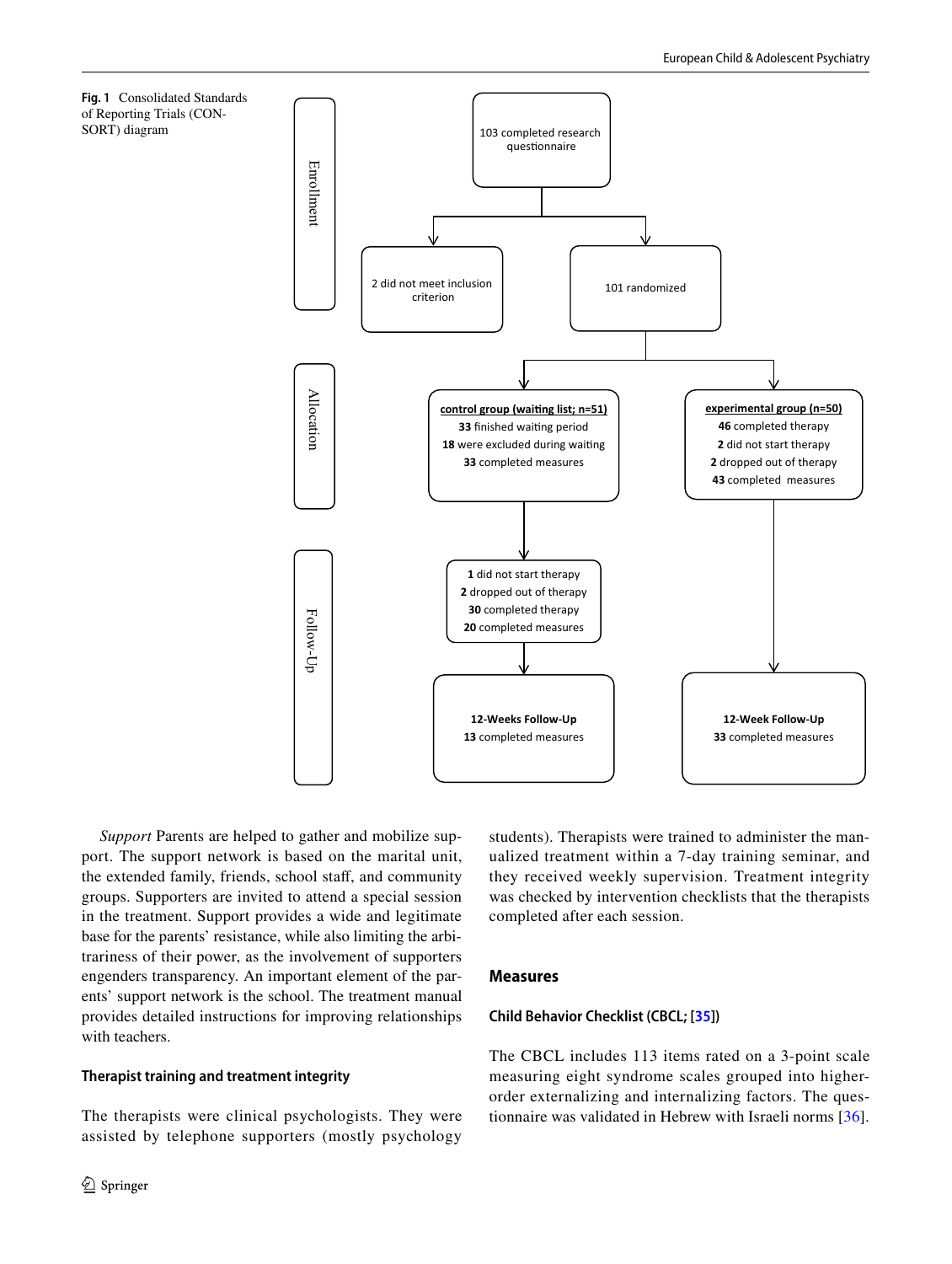**Fig. 1** Consolidated Standards of Reporting Trials (CONSORT) diagram

Enrollment

103 completed research questionnaire

2 did not meet inclusion criterion

101 randomized

Allocation

**control group (waiting list; n=51)**
**33** finished waiting period
**18** were excluded during waiting
**33** completed measures

**experimental group (n=50)**
**46** completed therapy
**2** did not start therapy
**2** dropped out of therapy
**43** completed measures

Follow-Up

**1** did not start therapy
**2** dropped out of therapy
**30** completed therapy
**20** completed measures

**12-Weeks Follow-Up**
**13** completed measures

**12-Week Follow-Up**
**33** completed measures

*Support* Parents are helped to gather and mobilize support. The support network is based on the marital unit, the extended family, friends, school staff, and community groups. Supporters are invited to attend a special session in the treatment. Support provides a wide and legitimate base for the parents' resistance, while also limiting the arbitrariness of their power, as the involvement of supporters engenders transparency. An important element of the parents' support network is the school. The treatment manual provides detailed instructions for improving relationships with teachers.

### Therapist training and treatment integrity

The therapists were clinical psychologists. They were assisted by telephone supporters (mostly psychology students). Therapists were trained to administer the manualized treatment within a 7-day training seminar, and they received weekly supervision. Treatment integrity was checked by intervention checklists that the therapists completed after each session.

## Measures

### Child Behavior Checklist (CBCL; [35])

The CBCL includes 113 items rated on a 3-point scale measuring eight syndrome scales grouped into higher-order externalizing and internalizing factors. The questionnaire was validated in Hebrew with Israeli norms [36].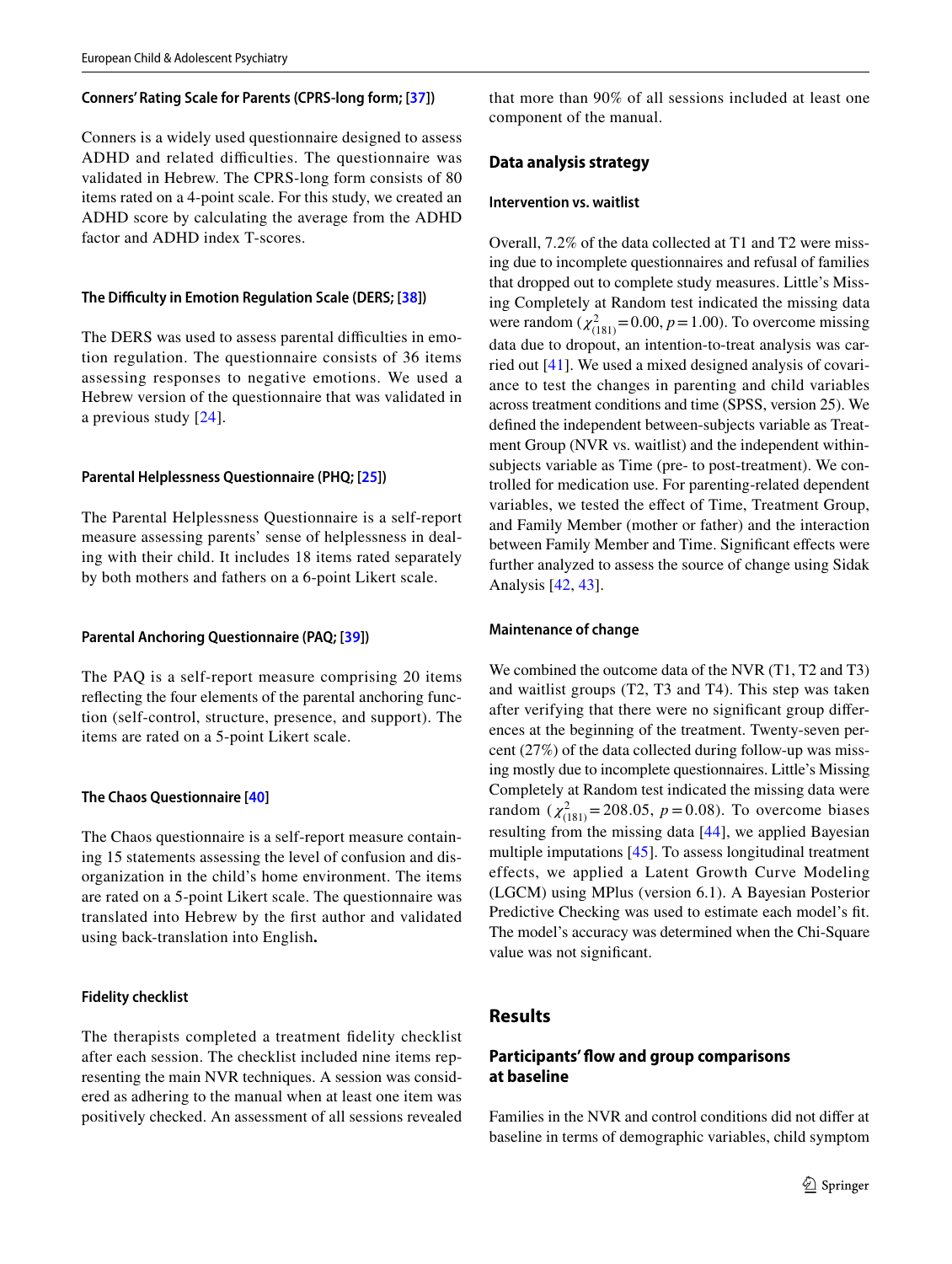#### Conners' Rating Scale for Parents (CPRS-long form; [37])

Conners is a widely used questionnaire designed to assess ADHD and related difficulties. The questionnaire was validated in Hebrew. The CPRS-long form consists of 80 items rated on a 4-point scale. For this study, we created an ADHD score by calculating the average from the ADHD factor and ADHD index T-scores.

#### The Difficulty in Emotion Regulation Scale (DERS; [38])

The DERS was used to assess parental difficulties in emotion regulation. The questionnaire consists of 36 items assessing responses to negative emotions. We used a Hebrew version of the questionnaire that was validated in a previous study [24].

#### Parental Helplessness Questionnaire (PHQ; [25])

The Parental Helplessness Questionnaire is a self-report measure assessing parents' sense of helplessness in dealing with their child. It includes 18 items rated separately by both mothers and fathers on a 6-point Likert scale.

#### Parental Anchoring Questionnaire (PAQ; [39])

The PAQ is a self-report measure comprising 20 items reflecting the four elements of the parental anchoring function (self-control, structure, presence, and support). The items are rated on a 5-point Likert scale.

#### The Chaos Questionnaire [40]

The Chaos questionnaire is a self-report measure containing 15 statements assessing the level of confusion and disorganization in the child's home environment. The items are rated on a 5-point Likert scale. The questionnaire was translated into Hebrew by the first author and validated using back-translation into English**.**

#### Fidelity checklist

The therapists completed a treatment fidelity checklist after each session. The checklist included nine items representing the main NVR techniques. A session was considered as adhering to the manual when at least one item was positively checked. An assessment of all sessions revealed that more than 90% of all sessions included at least one component of the manual.

### Data analysis strategy

#### Intervention vs. waitlist

Overall, 7.2% of the data collected at T1 and T2 were missing due to incomplete questionnaires and refusal of families that dropped out to complete study measures. Little's Missing Completely at Random test indicated the missing data were random ($\chi^2_{(181)} = 0.00$, $p = 1.00$). To overcome missing data due to dropout, an intention-to-treat analysis was carried out [41]. We used a mixed designed analysis of covariance to test the changes in parenting and child variables across treatment conditions and time (SPSS, version 25). We defined the independent between-subjects variable as Treatment Group (NVR vs. waitlist) and the independent within-subjects variable as Time (pre- to post-treatment). We controlled for medication use. For parenting-related dependent variables, we tested the effect of Time, Treatment Group, and Family Member (mother or father) and the interaction between Family Member and Time. Significant effects were further analyzed to assess the source of change using Sidak Analysis [42, 43].

#### Maintenance of change

We combined the outcome data of the NVR (T1, T2 and T3) and waitlist groups (T2, T3 and T4). This step was taken after verifying that there were no significant group differences at the beginning of the treatment. Twenty-seven percent (27%) of the data collected during follow-up was missing mostly due to incomplete questionnaires. Little's Missing Completely at Random test indicated the missing data were random ($\chi^2_{(181)} = 208.05$, $p = 0.08$). To overcome biases resulting from the missing data [44], we applied Bayesian multiple imputations [45]. To assess longitudinal treatment effects, we applied a Latent Growth Curve Modeling (LGCM) using MPlus (version 6.1). A Bayesian Posterior Predictive Checking was used to estimate each model's fit. The model's accuracy was determined when the Chi-Square value was not significant.

## Results

### Participants' flow and group comparisons at baseline

Families in the NVR and control conditions did not differ at baseline in terms of demographic variables, child symptom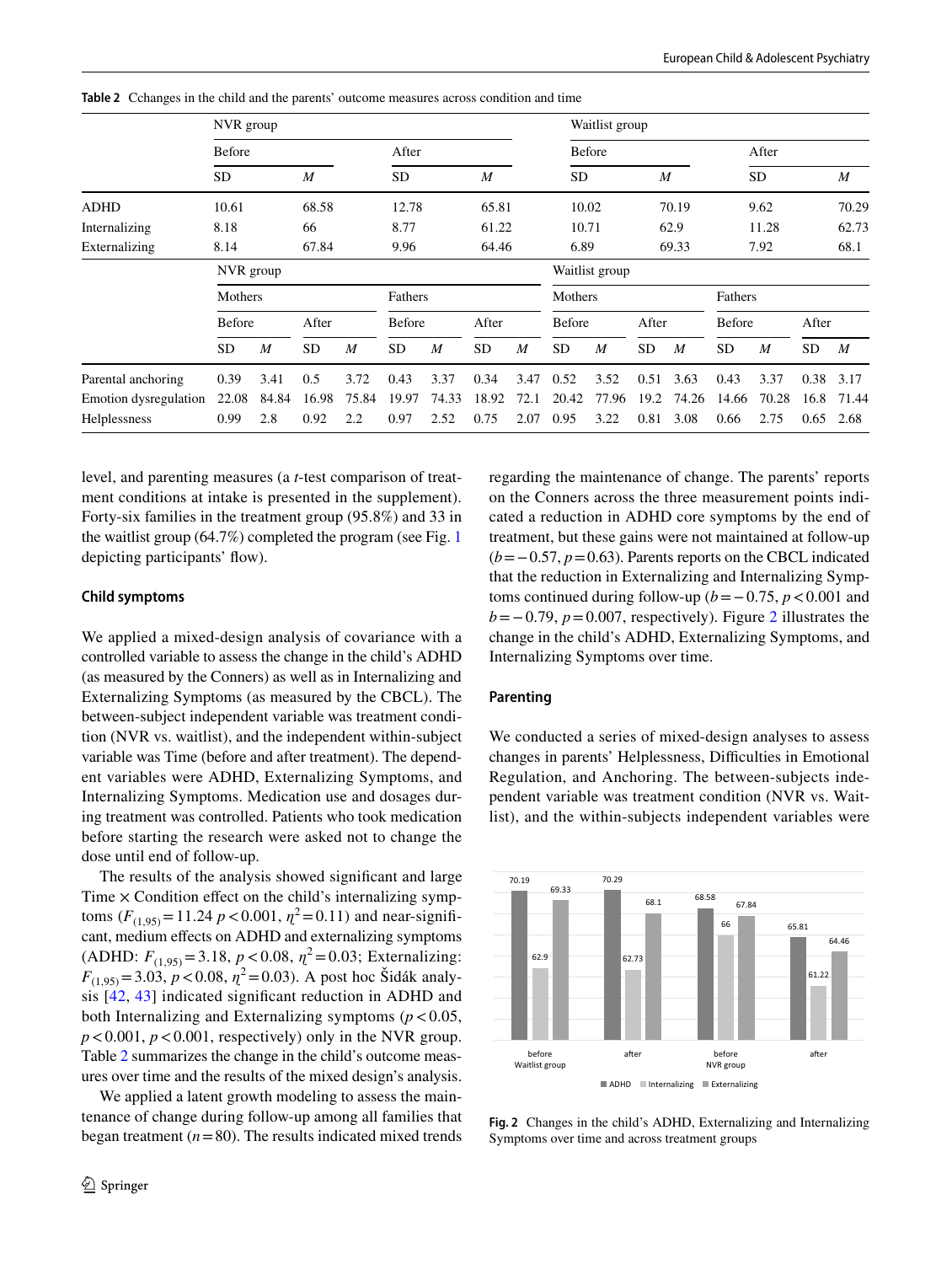**Table 2** Cchanges in the child and the parents' outcome measures across condition and time

| | NVR group | | | | Waitlist group | | | |
|---|---|---|---|---|---|---|---|---|
| | Before | | After | | Before | | After | |
| | SD | *M* | SD | *M* | SD | *M* | SD | *M* |
| ADHD | 10.61 | 68.58 | 12.78 | 65.81 | 10.02 | 70.19 | 9.62 | 70.29 |
| Internalizing | 8.18 | 66 | 8.77 | 61.22 | 10.71 | 62.9 | 11.28 | 62.73 |
| Externalizing | 8.14 | 67.84 | 9.96 | 64.46 | 6.89 | 69.33 | 7.92 | 68.1 |

| | NVR group | | | | | | | | Waitlist group | | | | | | | |
|---|---|---|---|---|---|---|---|---|---|---|---|---|---|---|---|---|
| | Mothers | | | | Fathers | | | | Mothers | | | | Fathers | | | |
| | Before | | After | | Before | | After | | Before | | After | | Before | | After | |
| | SD | *M* | SD | *M* | SD | *M* | SD | *M* | SD | *M* | SD | *M* | SD | *M* | SD | *M* |
| Parental anchoring | 0.39 | 3.41 | 0.5 | 3.72 | 0.43 | 3.37 | 0.34 | 3.47 | 0.52 | 3.52 | 0.51 | 3.63 | 0.43 | 3.37 | 0.38 | 3.17 |
| Emotion dysregulation | 22.08 | 84.84 | 16.98 | 75.84 | 19.97 | 74.33 | 18.92 | 72.1 | 20.42 | 77.96 | 19.2 | 74.26 | 14.66 | 70.28 | 16.8 | 71.44 |
| Helplessness | 0.99 | 2.8 | 0.92 | 2.2 | 0.97 | 2.52 | 0.75 | 2.07 | 0.95 | 3.22 | 0.81 | 3.08 | 0.66 | 2.75 | 0.65 | 2.68 |

level, and parenting measures (a *t*-test comparison of treatment conditions at intake is presented in the supplement). Forty-six families in the treatment group (95.8%) and 33 in the waitlist group (64.7%) completed the program (see Fig. 1 depicting participants' flow).

### Child symptoms

We applied a mixed-design analysis of covariance with a controlled variable to assess the change in the child's ADHD (as measured by the Conners) as well as in Internalizing and Externalizing Symptoms (as measured by the CBCL). The between-subject independent variable was treatment condition (NVR vs. waitlist), and the independent within-subject variable was Time (before and after treatment). The dependent variables were ADHD, Externalizing Symptoms, and Internalizing Symptoms. Medication use and dosages during treatment was controlled. Patients who took medication before starting the research were asked not to change the dose until end of follow-up.

The results of the analysis showed significant and large Time × Condition effect on the child's internalizing symptoms ($F_{(1,95)}=11.24$ $p<0.001$, $\eta^2=0.11$) and near-significant, medium effects on ADHD and externalizing symptoms (ADHD: $F_{(1,95)}=3.18$, $p<0.08$, $\eta^2=0.03$; Externalizing: $F_{(1,95)}=3.03$, $p<0.08$, $\eta^2=0.03$). A post hoc Šidák analysis [42, 43] indicated significant reduction in ADHD and both Internalizing and Externalizing symptoms ($p<0.05$, $p<0.001$, $p<0.001$, respectively) only in the NVR group. Table 2 summarizes the change in the child's outcome measures over time and the results of the mixed design's analysis.

We applied a latent growth modeling to assess the maintenance of change during follow-up among all families that began treatment ($n=80$). The results indicated mixed trends regarding the maintenance of change. The parents' reports on the Conners across the three measurement points indicated a reduction in ADHD core symptoms by the end of treatment, but these gains were not maintained at follow-up ($b=-0.57$, $p=0.63$). Parents reports on the CBCL indicated that the reduction in Externalizing and Internalizing Symptoms continued during follow-up ($b=-0.75$, $p<0.001$ and $b=-0.79$, $p=0.007$, respectively). Figure 2 illustrates the change in the child's ADHD, Externalizing Symptoms, and Internalizing Symptoms over time.

### Parenting

We conducted a series of mixed-design analyses to assess changes in parents' Helplessness, Difficulties in Emotional Regulation, and Anchoring. The between-subjects independent variable was treatment condition (NVR vs. Waitlist), and the within-subjects independent variables were

**Fig. 2** Changes in the child's ADHD, Externalizing and Internalizing Symptoms over time and across treatment groups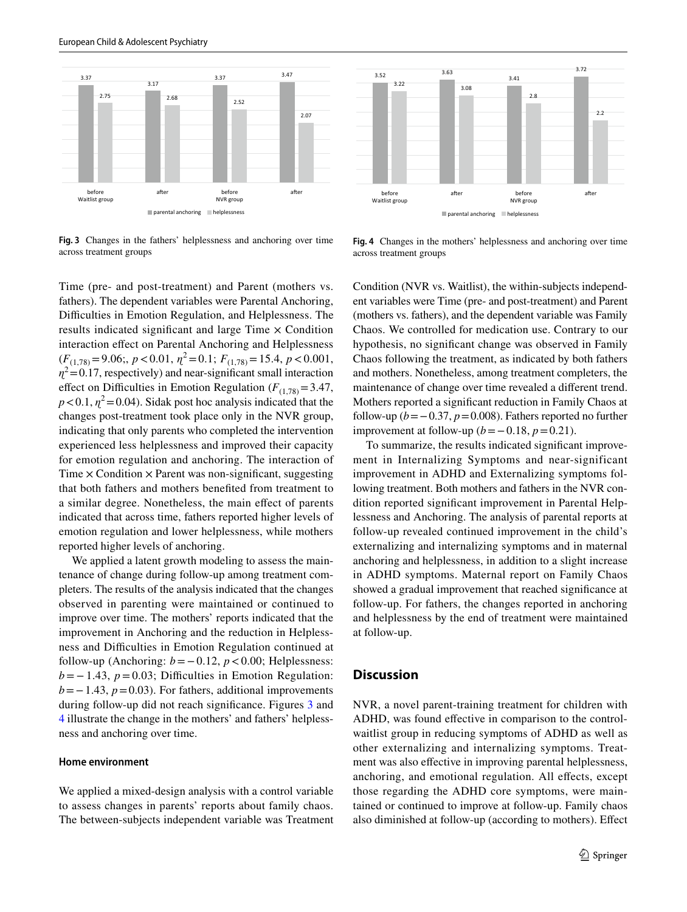Fig. 3 Changes in the fathers' helplessness and anchoring over time across treatment groups

Fig. 4 Changes in the mothers' helplessness and anchoring over time across treatment groups

Time (pre- and post-treatment) and Parent (mothers vs. fathers). The dependent variables were Parental Anchoring, Difficulties in Emotion Regulation, and Helplessness. The results indicated significant and large Time × Condition interaction effect on Parental Anchoring and Helplessness ($F_{(1,78)} = 9.06$;, $p < 0.01$, $\eta^2 = 0.1$; $F_{(1,78)} = 15.4$, $p < 0.001$, $\eta^2 = 0.17$, respectively) and near-significant small interaction effect on Difficulties in Emotion Regulation ($F_{(1,78)} = 3.47$, $p < 0.1$, $\eta^2 = 0.04$). Sidak post hoc analysis indicated that the changes post-treatment took place only in the NVR group, indicating that only parents who completed the intervention experienced less helplessness and improved their capacity for emotion regulation and anchoring. The interaction of Time × Condition × Parent was non-significant, suggesting that both fathers and mothers benefited from treatment to a similar degree. Nonetheless, the main effect of parents indicated that across time, fathers reported higher levels of emotion regulation and lower helplessness, while mothers reported higher levels of anchoring.

We applied a latent growth modeling to assess the maintenance of change during follow-up among treatment completers. The results of the analysis indicated that the changes observed in parenting were maintained or continued to improve over time. The mothers' reports indicated that the improvement in Anchoring and the reduction in Helplessness and Difficulties in Emotion Regulation continued at follow-up (Anchoring: $b = -0.12$, $p < 0.00$; Helplessness: $b = -1.43$, $p = 0.03$; Difficulties in Emotion Regulation: $b = -1.43$, $p = 0.03$). For fathers, additional improvements during follow-up did not reach significance. Figures 3 and 4 illustrate the change in the mothers' and fathers' helplessness and anchoring over time.

### Home environment

We applied a mixed-design analysis with a control variable to assess changes in parents' reports about family chaos. The between-subjects independent variable was Treatment Condition (NVR vs. Waitlist), the within-subjects independent variables were Time (pre- and post-treatment) and Parent (mothers vs. fathers), and the dependent variable was Family Chaos. We controlled for medication use. Contrary to our hypothesis, no significant change was observed in Family Chaos following the treatment, as indicated by both fathers and mothers. Nonetheless, among treatment completers, the maintenance of change over time revealed a different trend. Mothers reported a significant reduction in Family Chaos at follow-up ($b = -0.37$, $p = 0.008$). Fathers reported no further improvement at follow-up ($b = -0.18$, $p = 0.21$).

To summarize, the results indicated significant improvement in Internalizing Symptoms and near-significant improvement in ADHD and Externalizing symptoms following treatment. Both mothers and fathers in the NVR condition reported significant improvement in Parental Helplessness and Anchoring. The analysis of parental reports at follow-up revealed continued improvement in the child's externalizing and internalizing symptoms and in maternal anchoring and helplessness, in addition to a slight increase in ADHD symptoms. Maternal report on Family Chaos showed a gradual improvement that reached significance at follow-up. For fathers, the changes reported in anchoring and helplessness by the end of treatment were maintained at follow-up.

## Discussion

NVR, a novel parent-training treatment for children with ADHD, was found effective in comparison to the control-waitlist group in reducing symptoms of ADHD as well as other externalizing and internalizing symptoms. Treatment was also effective in improving parental helplessness, anchoring, and emotional regulation. All effects, except those regarding the ADHD core symptoms, were maintained or continued to improve at follow-up. Family chaos also diminished at follow-up (according to mothers). Effect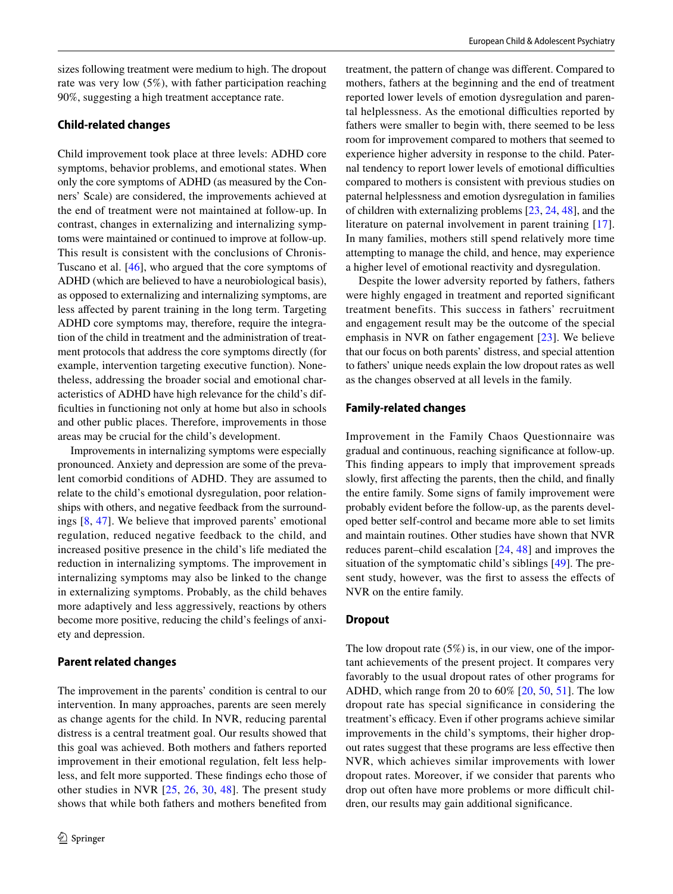sizes following treatment were medium to high. The dropout rate was very low (5%), with father participation reaching 90%, suggesting a high treatment acceptance rate.

### Child-related changes

Child improvement took place at three levels: ADHD core symptoms, behavior problems, and emotional states. When only the core symptoms of ADHD (as measured by the Conners' Scale) are considered, the improvements achieved at the end of treatment were not maintained at follow-up. In contrast, changes in externalizing and internalizing symptoms were maintained or continued to improve at follow-up. This result is consistent with the conclusions of Chronis-Tuscano et al. [46], who argued that the core symptoms of ADHD (which are believed to have a neurobiological basis), as opposed to externalizing and internalizing symptoms, are less affected by parent training in the long term. Targeting ADHD core symptoms may, therefore, require the integration of the child in treatment and the administration of treatment protocols that address the core symptoms directly (for example, intervention targeting executive function). Nonetheless, addressing the broader social and emotional characteristics of ADHD have high relevance for the child's difficulties in functioning not only at home but also in schools and other public places. Therefore, improvements in those areas may be crucial for the child's development.

Improvements in internalizing symptoms were especially pronounced. Anxiety and depression are some of the prevalent comorbid conditions of ADHD. They are assumed to relate to the child's emotional dysregulation, poor relationships with others, and negative feedback from the surroundings [8, 47]. We believe that improved parents' emotional regulation, reduced negative feedback to the child, and increased positive presence in the child's life mediated the reduction in internalizing symptoms. The improvement in internalizing symptoms may also be linked to the change in externalizing symptoms. Probably, as the child behaves more adaptively and less aggressively, reactions by others become more positive, reducing the child's feelings of anxiety and depression.

### Parent related changes

The improvement in the parents' condition is central to our intervention. In many approaches, parents are seen merely as change agents for the child. In NVR, reducing parental distress is a central treatment goal. Our results showed that this goal was achieved. Both mothers and fathers reported improvement in their emotional regulation, felt less helpless, and felt more supported. These findings echo those of other studies in NVR [25, 26, 30, 48]. The present study shows that while both fathers and mothers benefited from treatment, the pattern of change was different. Compared to mothers, fathers at the beginning and the end of treatment reported lower levels of emotion dysregulation and parental helplessness. As the emotional difficulties reported by fathers were smaller to begin with, there seemed to be less room for improvement compared to mothers that seemed to experience higher adversity in response to the child. Paternal tendency to report lower levels of emotional difficulties compared to mothers is consistent with previous studies on paternal helplessness and emotion dysregulation in families of children with externalizing problems [23, 24, 48], and the literature on paternal involvement in parent training [17]. In many families, mothers still spend relatively more time attempting to manage the child, and hence, may experience a higher level of emotional reactivity and dysregulation.

Despite the lower adversity reported by fathers, fathers were highly engaged in treatment and reported significant treatment benefits. This success in fathers' recruitment and engagement result may be the outcome of the special emphasis in NVR on father engagement [23]. We believe that our focus on both parents' distress, and special attention to fathers' unique needs explain the low dropout rates as well as the changes observed at all levels in the family.

### Family-related changes

Improvement in the Family Chaos Questionnaire was gradual and continuous, reaching significance at follow-up. This finding appears to imply that improvement spreads slowly, first affecting the parents, then the child, and finally the entire family. Some signs of family improvement were probably evident before the follow-up, as the parents developed better self-control and became more able to set limits and maintain routines. Other studies have shown that NVR reduces parent–child escalation [24, 48] and improves the situation of the symptomatic child's siblings [49]. The present study, however, was the first to assess the effects of NVR on the entire family.

### Dropout

The low dropout rate (5%) is, in our view, one of the important achievements of the present project. It compares very favorably to the usual dropout rates of other programs for ADHD, which range from 20 to 60% [20, 50, 51]. The low dropout rate has special significance in considering the treatment's efficacy. Even if other programs achieve similar improvements in the child's symptoms, their higher dropout rates suggest that these programs are less effective then NVR, which achieves similar improvements with lower dropout rates. Moreover, if we consider that parents who drop out often have more problems or more difficult children, our results may gain additional significance.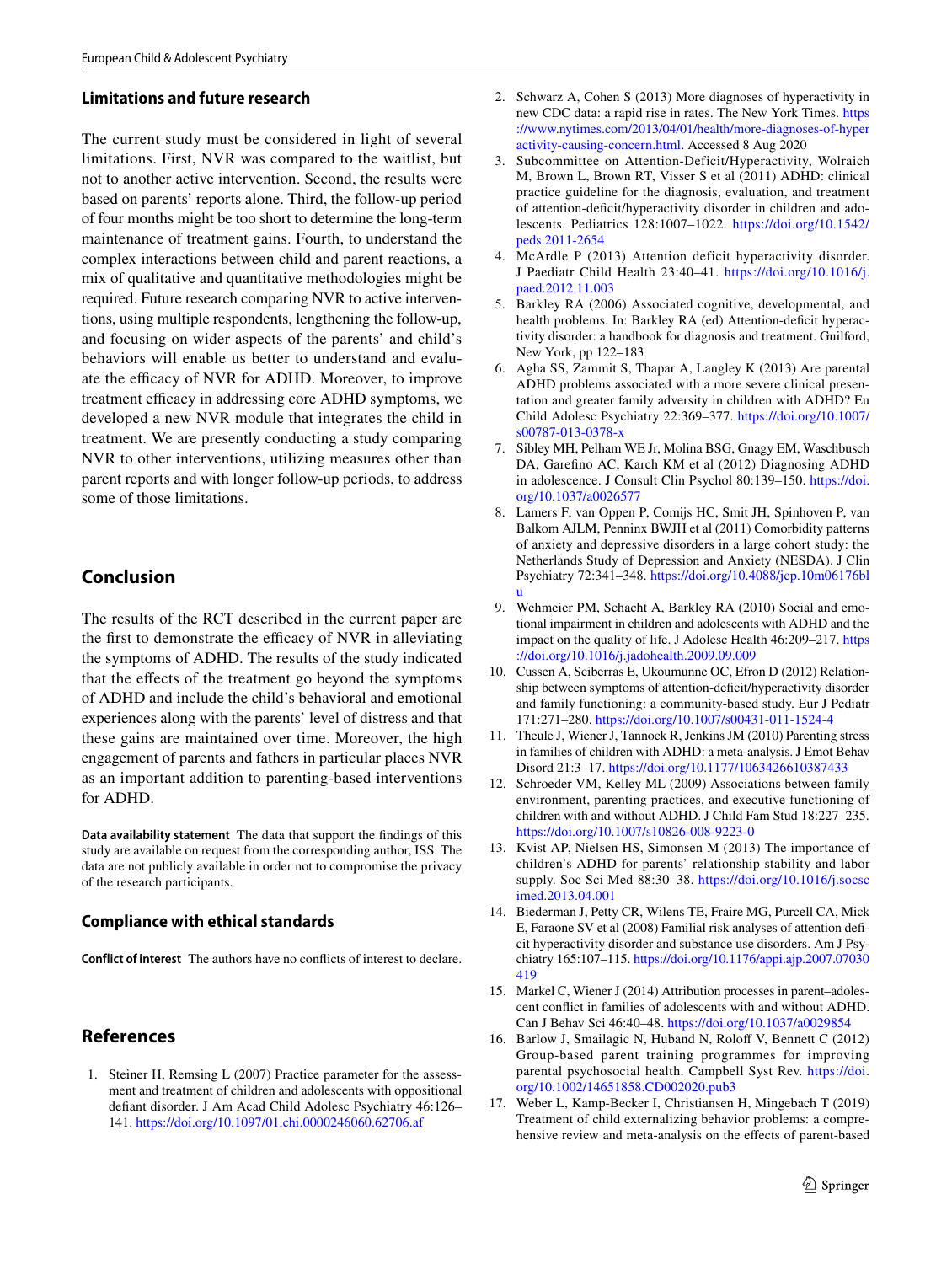### Limitations and future research

The current study must be considered in light of several limitations. First, NVR was compared to the waitlist, but not to another active intervention. Second, the results were based on parents' reports alone. Third, the follow-up period of four months might be too short to determine the long-term maintenance of treatment gains. Fourth, to understand the complex interactions between child and parent reactions, a mix of qualitative and quantitative methodologies might be required. Future research comparing NVR to active interventions, using multiple respondents, lengthening the follow-up, and focusing on wider aspects of the parents' and child's behaviors will enable us better to understand and evaluate the efficacy of NVR for ADHD. Moreover, to improve treatment efficacy in addressing core ADHD symptoms, we developed a new NVR module that integrates the child in treatment. We are presently conducting a study comparing NVR to other interventions, utilizing measures other than parent reports and with longer follow-up periods, to address some of those limitations.

## Conclusion

The results of the RCT described in the current paper are the first to demonstrate the efficacy of NVR in alleviating the symptoms of ADHD. The results of the study indicated that the effects of the treatment go beyond the symptoms of ADHD and include the child's behavioral and emotional experiences along with the parents' level of distress and that these gains are maintained over time. Moreover, the high engagement of parents and fathers in particular places NVR as an important addition to parenting-based interventions for ADHD.

**Data availability statement** The data that support the findings of this study are available on request from the corresponding author, ISS. The data are not publicly available in order not to compromise the privacy of the research participants.

### Compliance with ethical standards

**Conflict of interest** The authors have no conflicts of interest to declare.

## References

1. Steiner H, Remsing L (2007) Practice parameter for the assessment and treatment of children and adolescents with oppositional defiant disorder. J Am Acad Child Adolesc Psychiatry 46:126–141. https://doi.org/10.1097/01.chi.0000246060.62706.af
2. Schwarz A, Cohen S (2013) More diagnoses of hyperactivity in new CDC data: a rapid rise in rates. The New York Times. https://www.nytimes.com/2013/04/01/health/more-diagnoses-of-hyperactivity-causing-concern.html. Accessed 8 Aug 2020
3. Subcommittee on Attention-Deficit/Hyperactivity, Wolraich M, Brown L, Brown RT, Visser S et al (2011) ADHD: clinical practice guideline for the diagnosis, evaluation, and treatment of attention-deficit/hyperactivity disorder in children and adolescents. Pediatrics 128:1007–1022. https://doi.org/10.1542/peds.2011-2654
4. McArdle P (2013) Attention deficit hyperactivity disorder. J Paediatr Child Health 23:40–41. https://doi.org/10.1016/j.paed.2012.11.003
5. Barkley RA (2006) Associated cognitive, developmental, and health problems. In: Barkley RA (ed) Attention-deficit hyperactivity disorder: a handbook for diagnosis and treatment. Guilford, New York, pp 122–183
6. Agha SS, Zammit S, Thapar A, Langley K (2013) Are parental ADHD problems associated with a more severe clinical presentation and greater family adversity in children with ADHD? Eu Child Adolesc Psychiatry 22:369–377. https://doi.org/10.1007/s00787-013-0378-x
7. Sibley MH, Pelham WE Jr, Molina BSG, Gnagy EM, Waschbusch DA, Garefino AC, Karch KM et al (2012) Diagnosing ADHD in adolescence. J Consult Clin Psychol 80:139–150. https://doi.org/10.1037/a0026577
8. Lamers F, van Oppen P, Comijs HC, Smit JH, Spinhoven P, van Balkom AJLM, Penninx BWJH et al (2011) Comorbidity patterns of anxiety and depressive disorders in a large cohort study: the Netherlands Study of Depression and Anxiety (NESDA). J Clin Psychiatry 72:341–348. https://doi.org/10.4088/jcp.10m06176blu
9. Wehmeier PM, Schacht A, Barkley RA (2010) Social and emotional impairment in children and adolescents with ADHD and the impact on the quality of life. J Adolesc Health 46:209–217. https://doi.org/10.1016/j.jadohealth.2009.09.009
10. Cussen A, Sciberras E, Ukoumunne OC, Efron D (2012) Relationship between symptoms of attention-deficit/hyperactivity disorder and family functioning: a community-based study. Eur J Pediatr 171:271–280. https://doi.org/10.1007/s00431-011-1524-4
11. Theule J, Wiener J, Tannock R, Jenkins JM (2010) Parenting stress in families of children with ADHD: a meta-analysis. J Emot Behav Disord 21:3–17. https://doi.org/10.1177/1063426610387433
12. Schroeder VM, Kelley ML (2009) Associations between family environment, parenting practices, and executive functioning of children with and without ADHD. J Child Fam Stud 18:227–235. https://doi.org/10.1007/s10826-008-9223-0
13. Kvist AP, Nielsen HS, Simonsen M (2013) The importance of children's ADHD for parents' relationship stability and labor supply. Soc Sci Med 88:30–38. https://doi.org/10.1016/j.socscimed.2013.04.001
14. Biederman J, Petty CR, Wilens TE, Fraire MG, Purcell CA, Mick E, Faraone SV et al (2008) Familial risk analyses of attention deficit hyperactivity disorder and substance use disorders. Am J Psychiatry 165:107–115. https://doi.org/10.1176/appi.ajp.2007.07030419
15. Markel C, Wiener J (2014) Attribution processes in parent–adolescent conflict in families of adolescents with and without ADHD. Can J Behav Sci 46:40–48. https://doi.org/10.1037/a0029854
16. Barlow J, Smailagic N, Huband N, Roloff V, Bennett C (2012) Group-based parent training programmes for improving parental psychosocial health. Campbell Syst Rev. https://doi.org/10.1002/14651858.CD002020.pub3
17. Weber L, Kamp-Becker I, Christiansen H, Mingebach T (2019) Treatment of child externalizing behavior problems: a comprehensive review and meta-analysis on the effects of parent-based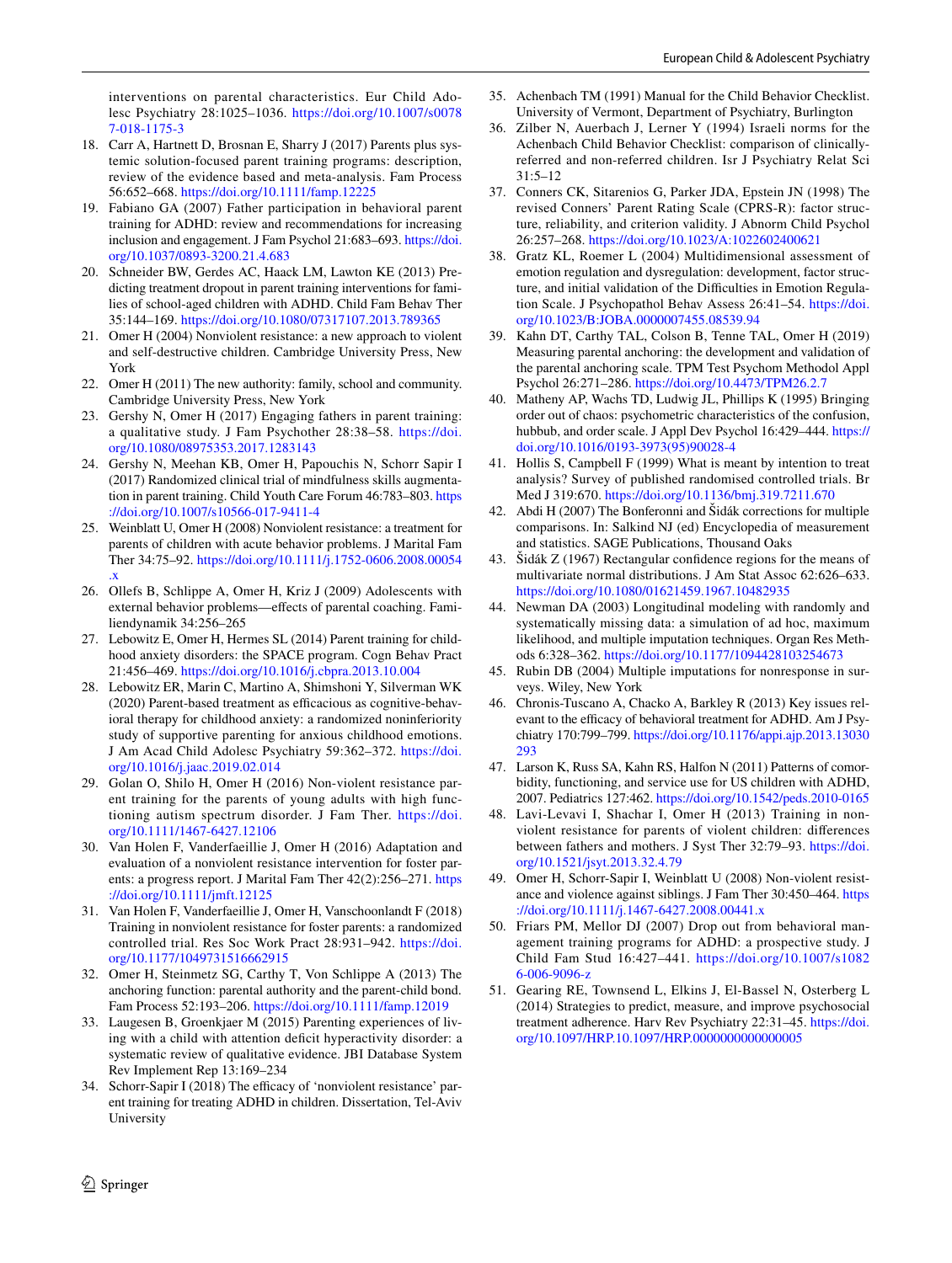interventions on parental characteristics. Eur Child Adolesc Psychiatry 28:1025–1036. https://doi.org/10.1007/s00787-018-1175-3

18. Carr A, Hartnett D, Brosnan E, Sharry J (2017) Parents plus systemic solution-focused parent training programs: description, review of the evidence based and meta-analysis. Fam Process 56:652–668. https://doi.org/10.1111/famp.12225
19. Fabiano GA (2007) Father participation in behavioral parent training for ADHD: review and recommendations for increasing inclusion and engagement. J Fam Psychol 21:683–693. https://doi.org/10.1037/0893-3200.21.4.683
20. Schneider BW, Gerdes AC, Haack LM, Lawton KE (2013) Predicting treatment dropout in parent training interventions for families of school-aged children with ADHD. Child Fam Behav Ther 35:144–169. https://doi.org/10.1080/07317107.2013.789365
21. Omer H (2004) Nonviolent resistance: a new approach to violent and self-destructive children. Cambridge University Press, New York
22. Omer H (2011) The new authority: family, school and community. Cambridge University Press, New York
23. Gershy N, Omer H (2017) Engaging fathers in parent training: a qualitative study. J Fam Psychother 28:38–58. https://doi.org/10.1080/08975353.2017.1283143
24. Gershy N, Meehan KB, Omer H, Papouchis N, Schorr Sapir I (2017) Randomized clinical trial of mindfulness skills augmentation in parent training. Child Youth Care Forum 46:783–803. https://doi.org/10.1007/s10566-017-9411-4
25. Weinblatt U, Omer H (2008) Nonviolent resistance: a treatment for parents of children with acute behavior problems. J Marital Fam Ther 34:75–92. https://doi.org/10.1111/j.1752-0606.2008.00054.x
26. Ollefs B, Schlippe A, Omer H, Kriz J (2009) Adolescents with external behavior problems—effects of parental coaching. Familiendynamik 34:256–265
27. Lebowitz E, Omer H, Hermes SL (2014) Parent training for childhood anxiety disorders: the SPACE program. Cogn Behav Pract 21:456–469. https://doi.org/10.1016/j.cbpra.2013.10.004
28. Lebowitz ER, Marin C, Martino A, Shimshoni Y, Silverman WK (2020) Parent-based treatment as efficacious as cognitive-behavioral therapy for childhood anxiety: a randomized noninferiority study of supportive parenting for anxious childhood emotions. J Am Acad Child Adolesc Psychiatry 59:362–372. https://doi.org/10.1016/j.jaac.2019.02.014
29. Golan O, Shilo H, Omer H (2016) Non-violent resistance parent training for the parents of young adults with high functioning autism spectrum disorder. J Fam Ther. https://doi.org/10.1111/1467-6427.12106
30. Van Holen F, Vanderfaeillie J, Omer H (2016) Adaptation and evaluation of a nonviolent resistance intervention for foster parents: a progress report. J Marital Fam Ther 42(2):256–271. https://doi.org/10.1111/jmft.12125
31. Van Holen F, Vanderfaeillie J, Omer H, Vanschoonlandt F (2018) Training in nonviolent resistance for foster parents: a randomized controlled trial. Res Soc Work Pract 28:931–942. https://doi.org/10.1177/1049731516662915
32. Omer H, Steinmetz SG, Carthy T, Von Schlippe A (2013) The anchoring function: parental authority and the parent-child bond. Fam Process 52:193–206. https://doi.org/10.1111/famp.12019
33. Laugesen B, Groenkjaer M (2015) Parenting experiences of living with a child with attention deficit hyperactivity disorder: a systematic review of qualitative evidence. JBI Database System Rev Implement Rep 13:169–234
34. Schorr-Sapir I (2018) The efficacy of 'nonviolent resistance' parent training for treating ADHD in children. Dissertation, Tel-Aviv University
35. Achenbach TM (1991) Manual for the Child Behavior Checklist. University of Vermont, Department of Psychiatry, Burlington
36. Zilber N, Auerbach J, Lerner Y (1994) Israeli norms for the Achenbach Child Behavior Checklist: comparison of clinically-referred and non-referred children. Isr J Psychiatry Relat Sci 31:5–12
37. Conners CK, Sitarenios G, Parker JDA, Epstein JN (1998) The revised Conners' Parent Rating Scale (CPRS-R): factor structure, reliability, and criterion validity. J Abnorm Child Psychol 26:257–268. https://doi.org/10.1023/A:1022602400621
38. Gratz KL, Roemer L (2004) Multidimensional assessment of emotion regulation and dysregulation: development, factor structure, and initial validation of the Difficulties in Emotion Regulation Scale. J Psychopathol Behav Assess 26:41–54. https://doi.org/10.1023/B:JOBA.0000007455.08539.94
39. Kahn DT, Carthy TAL, Colson B, Tenne TAL, Omer H (2019) Measuring parental anchoring: the development and validation of the parental anchoring scale. TPM Test Psychom Methodol Appl Psychol 26:271–286. https://doi.org/10.4473/TPM26.2.7
40. Matheny AP, Wachs TD, Ludwig JL, Phillips K (1995) Bringing order out of chaos: psychometric characteristics of the confusion, hubbub, and order scale. J Appl Dev Psychol 16:429–444. https://doi.org/10.1016/0193-3973(95)90028-4
41. Hollis S, Campbell F (1999) What is meant by intention to treat analysis? Survey of published randomised controlled trials. Br Med J 319:670. https://doi.org/10.1136/bmj.319.7211.670
42. Abdi H (2007) The Bonferonni and Šidák corrections for multiple comparisons. In: Salkind NJ (ed) Encyclopedia of measurement and statistics. SAGE Publications, Thousand Oaks
43. Šidák Z (1967) Rectangular confidence regions for the means of multivariate normal distributions. J Am Stat Assoc 62:626–633. https://doi.org/10.1080/01621459.1967.10482935
44. Newman DA (2003) Longitudinal modeling with randomly and systematically missing data: a simulation of ad hoc, maximum likelihood, and multiple imputation techniques. Organ Res Methods 6:328–362. https://doi.org/10.1177/1094428103254673
45. Rubin DB (2004) Multiple imputations for nonresponse in surveys. Wiley, New York
46. Chronis-Tuscano A, Chacko A, Barkley R (2013) Key issues relevant to the efficacy of behavioral treatment for ADHD. Am J Psychiatry 170:799–799. https://doi.org/10.1176/appi.ajp.2013.13030293
47. Larson K, Russ SA, Kahn RS, Halfon N (2011) Patterns of comorbidity, functioning, and service use for US children with ADHD, 2007. Pediatrics 127:462. https://doi.org/10.1542/peds.2010-0165
48. Lavi-Levavi I, Shachar I, Omer H (2013) Training in nonviolent resistance for parents of violent children: differences between fathers and mothers. J Syst Ther 32:79–93. https://doi.org/10.1521/jsyt.2013.32.4.79
49. Omer H, Schorr-Sapir I, Weinblatt U (2008) Non-violent resistance and violence against siblings. J Fam Ther 30:450–464. https://doi.org/10.1111/j.1467-6427.2008.00441.x
50. Friars PM, Mellor DJ (2007) Drop out from behavioral management training programs for ADHD: a prospective study. J Child Fam Stud 16:427–441. https://doi.org/10.1007/s10826-006-9096-z
51. Gearing RE, Townsend L, Elkins J, El-Bassel N, Osterberg L (2014) Strategies to predict, measure, and improve psychosocial treatment adherence. Harv Rev Psychiatry 22:31–45. https://doi.org/10.1097/HRP.10.1097/HRP.0000000000000005